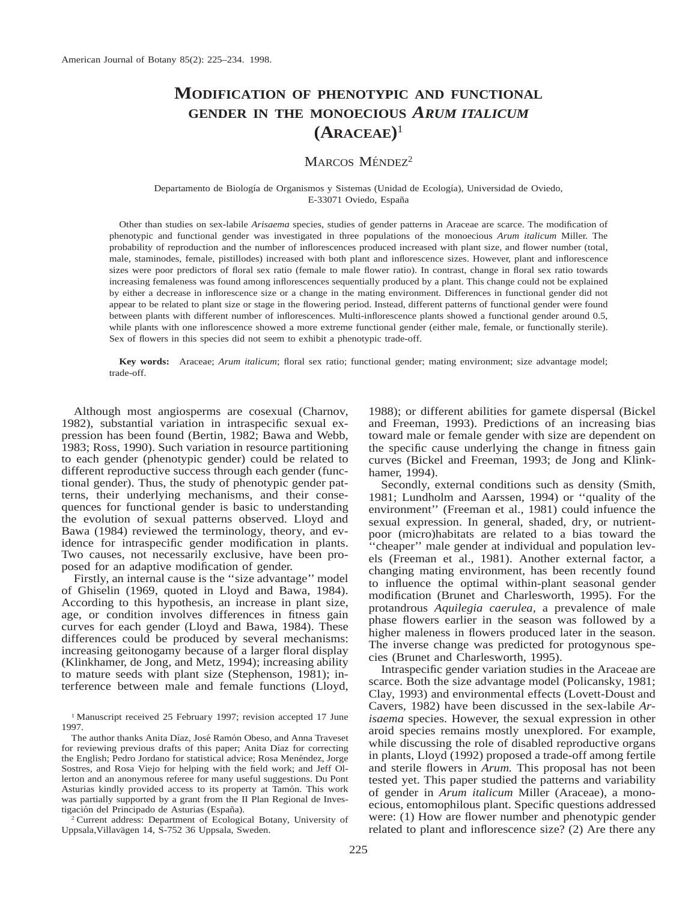# Modification of phenotypic and functional gender in the monoecious *Arum italicum* (Araceae)[1]

Marcos Méndez[2]

Departamento de Biología de Organismos y Sistemas (Unidad de Ecología), Universidad de Oviedo, E-33071 Oviedo, España

Other than studies on sex-labile *Arisaema* species, studies of gender patterns in Araceae are scarce. The modification of phenotypic and functional gender was investigated in three populations of the monoecious *Arum italicum* Miller. The probability of reproduction and the number of inflorescences produced increased with plant size, and flower number (total, male, staminodes, female, pistillodes) increased with both plant and inflorescence sizes. However, plant and inflorescence sizes were poor predictors of floral sex ratio (female to male flower ratio). In contrast, change in floral sex ratio towards increasing femaleness was found among inflorescences sequentially produced by a plant. This change could not be explained by either a decrease in inflorescence size or a change in the mating environment. Differences in functional gender did not appear to be related to plant size or stage in the flowering period. Instead, different patterns of functional gender were found between plants with different number of inflorescences. Multi-inflorescence plants showed a functional gender around 0.5, while plants with one inflorescence showed a more extreme functional gender (either male, female, or functionally sterile). Sex of flowers in this species did not seem to exhibit a phenotypic trade-off.

**Key words:** Araceae; *Arum italicum*; floral sex ratio; functional gender; mating environment; size advantage model; trade-off.

Although most angiosperms are cosexual (Charnov, 1982), substantial variation in intraspecific sexual expression has been found (Bertin, 1982; Bawa and Webb, 1983; Ross, 1990). Such variation in resource partitioning to each gender (phenotypic gender) could be related to different reproductive success through each gender (functional gender). Thus, the study of phenotypic gender patterns, their underlying mechanisms, and their consequences for functional gender is basic to understanding the evolution of sexual patterns observed. Lloyd and Bawa (1984) reviewed the terminology, theory, and evidence for intraspecific gender modification in plants. Two causes, not necessarily exclusive, have been proposed for an adaptive modification of gender.

Firstly, an internal cause is the ''size advantage'' model of Ghiselin (1969, quoted in Lloyd and Bawa, 1984). According to this hypothesis, an increase in plant size, age, or condition involves differences in fitness gain curves for each gender (Lloyd and Bawa, 1984). These differences could be produced by several mechanisms: increasing geitonogamy because of a larger floral display (Klinkhamer, de Jong, and Metz, 1994); increasing ability to mature seeds with plant size (Stephenson, 1981); interference between male and female functions (Lloyd, 1988); or different abilities for gamete dispersal (Bickel and Freeman, 1993). Predictions of an increasing bias toward male or female gender with size are dependent on the specific cause underlying the change in fitness gain curves (Bickel and Freeman, 1993; de Jong and Klinkhamer, 1994).

Secondly, external conditions such as density (Smith, 1981; Lundholm and Aarssen, 1994) or ''quality of the environment'' (Freeman et al., 1981) could infuence the sexual expression. In general, shaded, dry, or nutrient-poor (micro)habitats are related to a bias toward the ''cheaper'' male gender at individual and population levels (Freeman et al., 1981). Another external factor, a changing mating environment, has been recently found to influence the optimal within-plant seasonal gender modification (Brunet and Charlesworth, 1995). For the protandrous *Aquilegia caerulea*, a prevalence of male phase flowers earlier in the season was followed by a higher maleness in flowers produced later in the season. The inverse change was predicted for protogynous species (Brunet and Charlesworth, 1995).

Intraspecific gender variation studies in the Araceae are scarce. Both the size advantage model (Policansky, 1981; Clay, 1993) and environmental effects (Lovett-Doust and Cavers, 1982) have been discussed in the sex-labile *Arisaema* species. However, the sexual expression in other aroid species remains mostly unexplored. For example, while discussing the role of disabled reproductive organs in plants, Lloyd (1992) proposed a trade-off among fertile and sterile flowers in *Arum.* This proposal has not been tested yet. This paper studied the patterns and variability of gender in *Arum italicum* Miller (Araceae), a monoecious, entomophilous plant. Specific questions addressed were: (1) How are flower number and phenotypic gender related to plant and inflorescence size? (2) Are there any

[1] Manuscript received 25 February 1997; revision accepted 17 June 1997.

The author thanks Anita Díaz, José Ramón Obeso, and Anna Traveset for reviewing previous drafts of this paper; Anita Díaz for correcting the English; Pedro Jordano for statistical advice; Rosa Menéndez, Jorge Sostres, and Rosa Viejo for helping with the field work; and Jeff Ollerton and an anonymous referee for many useful suggestions. Du Pont Asturias kindly provided access to its property at Tamón. This work was partially supported by a grant from the II Plan Regional de Investigación del Principado de Asturias (España).

[2] Current address: Department of Ecological Botany, University of Uppsala,Villavägen 14, S-752 36 Uppsala, Sweden.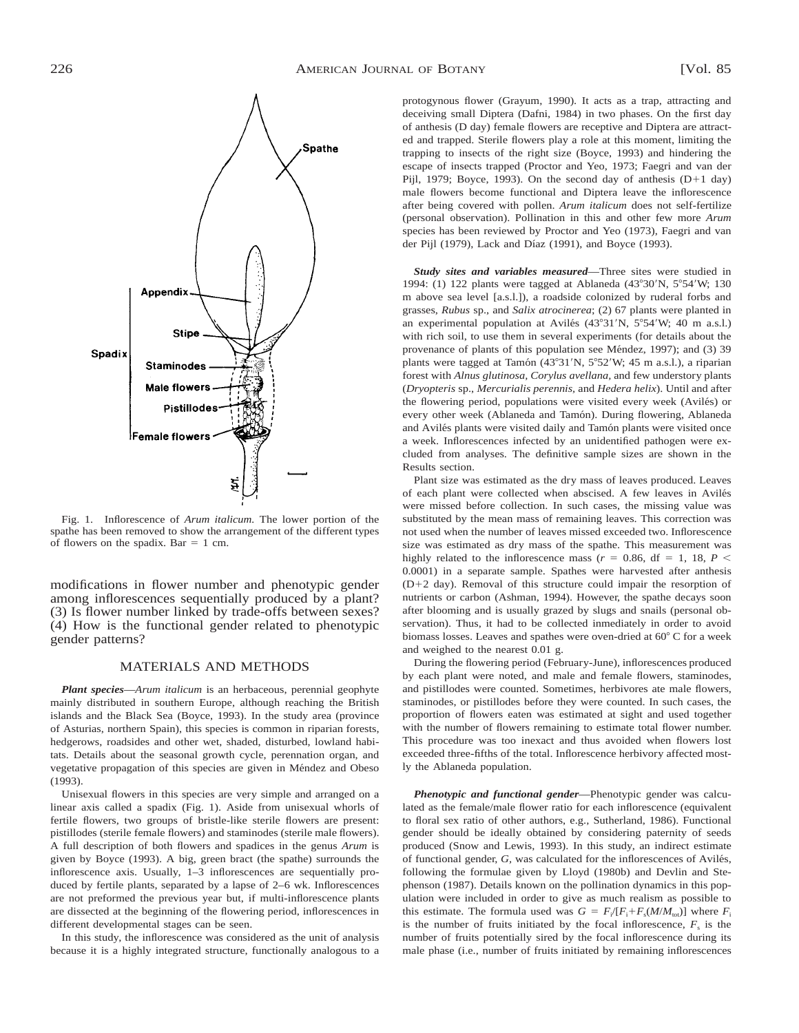Fig. 1. Inflorescence of *Arum italicum.* The lower portion of the spathe has been removed to show the arrangement of the different types of flowers on the spadix. Bar = 1 cm.

modifications in flower number and phenotypic gender among inflorescences sequentially produced by a plant? (3) Is flower number linked by trade-offs between sexes? (4) How is the functional gender related to phenotypic gender patterns?

## MATERIALS AND METHODS

***Plant species***—*Arum italicum* is an herbaceous, perennial geophyte mainly distributed in southern Europe, although reaching the British islands and the Black Sea (Boyce, 1993). In the study area (province of Asturias, northern Spain), this species is common in riparian forests, hedgerows, roadsides and other wet, shaded, disturbed, lowland habitats. Details about the seasonal growth cycle, perennation organ, and vegetative propagation of this species are given in Méndez and Obeso (1993).

Unisexual flowers in this species are very simple and arranged on a linear axis called a spadix (Fig. 1). Aside from unisexual whorls of fertile flowers, two groups of bristle-like sterile flowers are present: pistillodes (sterile female flowers) and staminodes (sterile male flowers). A full description of both flowers and spadices in the genus *Arum* is given by Boyce (1993). A big, green bract (the spathe) surrounds the inflorescence axis. Usually, 1–3 inflorescences are sequentially produced by fertile plants, separated by a lapse of 2–6 wk. Inflorescences are not preformed the previous year but, if multi-inflorescence plants are dissected at the beginning of the flowering period, inflorescences in different developmental stages can be seen.

In this study, the inflorescence was considered as the unit of analysis because it is a highly integrated structure, functionally analogous to a protogynous flower (Grayum, 1990). It acts as a trap, attracting and deceiving small Diptera (Dafni, 1984) in two phases. On the first day of anthesis (D day) female flowers are receptive and Diptera are attracted and trapped. Sterile flowers play a role at this moment, limiting the trapping to insects of the right size (Boyce, 1993) and hindering the escape of insects trapped (Proctor and Yeo, 1973; Faegri and van der Pijl, 1979; Boyce, 1993). On the second day of anthesis (D+1 day) male flowers become functional and Diptera leave the inflorescence after being covered with pollen. *Arum italicum* does not self-fertilize (personal observation). Pollination in this and other few more *Arum* species has been reviewed by Proctor and Yeo (1973), Faegri and van der Pijl (1979), Lack and Díaz (1991), and Boyce (1993).

***Study sites and variables measured***—Three sites were studied in 1994: (1) 122 plants were tagged at Ablaneda (43°30′N, 5°54′W; 130 m above sea level [a.s.l.]), a roadside colonized by ruderal forbs and grasses, *Rubus* sp., and *Salix atrocinerea*; (2) 67 plants were planted in an experimental population at Avilés (43°31′N, 5°54′W; 40 m a.s.l.) with rich soil, to use them in several experiments (for details about the provenance of plants of this population see Méndez, 1997); and (3) 39 plants were tagged at Tamón (43°31′N, 5°52′W; 45 m a.s.l.), a riparian forest with *Alnus glutinosa*, *Corylus avellana*, and few understory plants (*Dryopteris* sp., *Mercurialis perennis*, and *Hedera helix*). Until and after the flowering period, populations were visited every week (Avilés) or every other week (Ablaneda and Tamón). During flowering, Ablaneda and Avilés plants were visited daily and Tamón plants were visited once a week. Inflorescences infected by an unidentified pathogen were excluded from analyses. The definitive sample sizes are shown in the Results section.

Plant size was estimated as the dry mass of leaves produced. Leaves of each plant were collected when abscised. A few leaves in Avilés were missed before collection. In such cases, the missing value was substituted by the mean mass of remaining leaves. This correction was not used when the number of leaves missed exceeded two. Inflorescence size was estimated as dry mass of the spathe. This measurement was highly related to the inflorescence mass ($r = 0.86$, df = 1, 18, $P < 0.0001$) in a separate sample. Spathes were harvested after anthesis (D+2 day). Removal of this structure could impair the resorption of nutrients or carbon (Ashman, 1994). However, the spathe decays soon after blooming and is usually grazed by slugs and snails (personal observation). Thus, it had to be collected inmediately in order to avoid biomass losses. Leaves and spathes were oven-dried at 60° C for a week and weighed to the nearest 0.01 g.

During the flowering period (February-June), inflorescences produced by each plant were noted, and male and female flowers, staminodes, and pistillodes were counted. Sometimes, herbivores ate male flowers, staminodes, or pistillodes before they were counted. In such cases, the proportion of flowers eaten was estimated at sight and used together with the number of flowers remaining to estimate total flower number. This procedure was too inexact and thus avoided when flowers lost exceeded three-fifths of the total. Inflorescence herbivory affected mostly the Ablaneda population.

***Phenotypic and functional gender***—Phenotypic gender was calculated as the female/male flower ratio for each inflorescence (equivalent to floral sex ratio of other authors, e.g., Sutherland, 1986). Functional gender should be ideally obtained by considering paternity of seeds produced (Snow and Lewis, 1993). In this study, an indirect estimate of functional gender, $G$, was calculated for the inflorescences of Avilés, following the formulae given by Lloyd (1980b) and Devlin and Stephenson (1987). Details known on the pollination dynamics in this population were included in order to give as much realism as possible to this estimate. The formula used was $G = F_i/[F_i+F_s(M/M_{tot})]$ where $F_i$ is the number of fruits initiated by the focal inflorescence, $F_s$ is the number of fruits potentially sired by the focal inflorescence during its male phase (i.e., number of fruits initiated by remaining inflorescences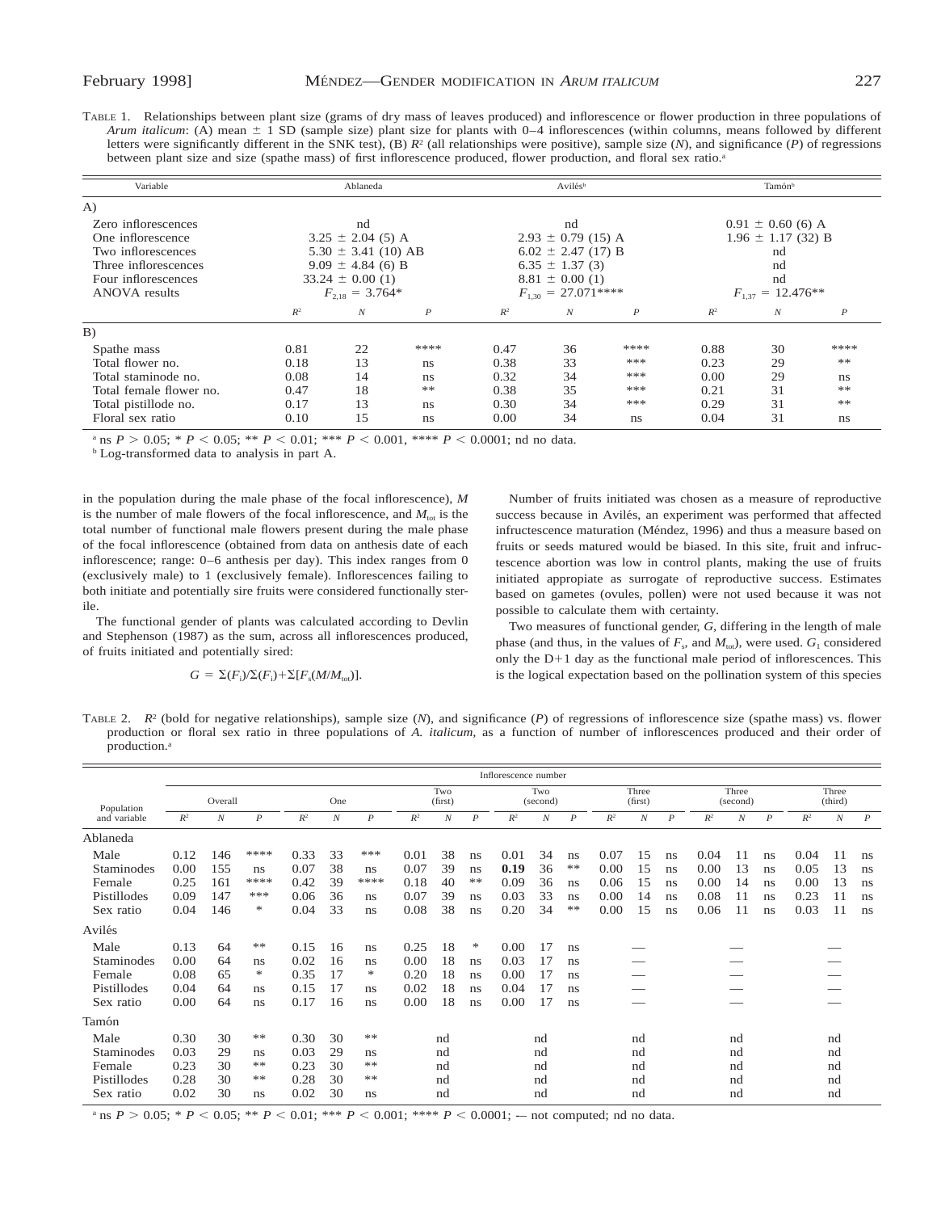TABLE 1. Relationships between plant size (grams of dry mass of leaves produced) and inflorescence or flower production in three populations of *Arum italicum*: (A) mean ± 1 SD (sample size) plant size for plants with 0–4 inflorescences (within columns, means followed by different letters were significantly different in the SNK test), (B) $R^2$ (all relationships were positive), sample size ($N$), and significance ($P$) of regressions between plant size and size (spathe mass) of first inflorescence produced, flower production, and floral sex ratio.[a]

| Variable | Ablaneda | | | Avilés[b] | | | Tamón[b] | | |
|---|---|---|---|---|---|---|---|---|---|
| A) | | | | | | | | | |
| Zero inflorescences | nd | | | nd | | | 0.91 ± 0.60 (6) A | | |
| One inflorescence | 3.25 ± 2.04 (5) A | | | 2.93 ± 0.79 (15) A | | | 1.96 ± 1.17 (32) B | | |
| Two inflorescences | 5.30 ± 3.41 (10) AB | | | 6.02 ± 2.47 (17) B | | | nd | | |
| Three inflorescences | 9.09 ± 4.84 (6) B | | | 6.35 ± 1.37 (3) | | | nd | | |
| Four inflorescences | 33.24 ± 0.00 (1) | | | 8.81 ± 0.00 (1) | | | nd | | |
| ANOVA results | $F_{2,18}$ = 3.764* | | | $F_{1,30}$ = 27.071**** | | | $F_{1,37}$ = 12.476** | | |
| | $R^2$ | $N$ | $P$ | $R^2$ | $N$ | $P$ | $R^2$ | $N$ | $P$ |
| B) | | | | | | | | | |
| Spathe mass | 0.81 | 22 | **** | 0.47 | 36 | **** | 0.88 | 30 | **** |
| Total flower no. | 0.18 | 13 | ns | 0.38 | 33 | *** | 0.23 | 29 | ** |
| Total staminode no. | 0.08 | 14 | ns | 0.32 | 34 | *** | 0.00 | 29 | ns |
| Total female flower no. | 0.47 | 18 | ** | 0.38 | 35 | *** | 0.21 | 31 | ** |
| Total pistillode no. | 0.17 | 13 | ns | 0.30 | 34 | *** | 0.29 | 31 | ** |
| Floral sex ratio | 0.10 | 15 | ns | 0.00 | 34 | ns | 0.04 | 31 | ns |

[a] ns $P > 0.05$; * $P < 0.05$; ** $P < 0.01$; *** $P < 0.001$, **** $P < 0.0001$; nd no data.
[b] Log-transformed data to analysis in part A.

in the population during the male phase of the focal inflorescence), $M$ is the number of male flowers of the focal inflorescence, and $M_{tot}$ is the total number of functional male flowers present during the male phase of the focal inflorescence (obtained from data on anthesis date of each inflorescence; range: 0–6 anthesis per day). This index ranges from 0 (exclusively male) to 1 (exclusively female). Inflorescences failing to both initiate and potentially sire fruits were considered functionally sterile.

The functional gender of plants was calculated according to Devlin and Stephenson (1987) as the sum, across all inflorescences produced, of fruits initiated and potentially sired:

$$G = \Sigma(F_i)/\Sigma(F_i)+\Sigma[F_s(M/M_{tot})].$$

Number of fruits initiated was chosen as a measure of reproductive success because in Avilés, an experiment was performed that affected infructescence maturation (Méndez, 1996) and thus a measure based on fruits or seeds matured would be biased. In this site, fruit and infructescence abortion was low in control plants, making the use of fruits initiated appropiate as surrogate of reproductive success. Estimates based on gametes (ovules, pollen) were not used because it was not possible to calculate them with certainty.

Two measures of functional gender, $G$, differing in the length of male phase (and thus, in the values of $F_s$, and $M_{tot}$), were used. $G_1$ considered only the D+1 day as the functional male period of inflorescences. This is the logical expectation based on the pollination system of this species

TABLE 2. $R^2$ (bold for negative relationships), sample size ($N$), and significance ($P$) of regressions of inflorescence size (spathe mass) vs. flower production or floral sex ratio in three populations of *A. italicum*, as a function of number of inflorescences produced and their order of production.[a]

| Population and variable | Overall | | | One | | | Two (first) | | | Two (second) | | | Three (first) | | | Three (second) | | | Three (third) | | |
|---|---|---|---|---|---|---|---|---|---|---|---|---|---|---|---|---|---|---|---|---|---|
| | $R^2$ | $N$ | $P$ | $R^2$ | $N$ | $P$ | $R^2$ | $N$ | $P$ | $R^2$ | $N$ | $P$ | $R^2$ | $N$ | $P$ | $R^2$ | $N$ | $P$ | $R^2$ | $N$ | $P$ |
| Ablaneda | | | | | | | | | | | | | | | | | | | | | |
| Male | 0.12 | 146 | **** | 0.33 | 33 | *** | 0.01 | 38 | ns | 0.01 | 34 | ns | 0.07 | 15 | ns | 0.04 | 11 | ns | 0.04 | 11 | ns |
| Staminodes | 0.00 | 155 | ns | 0.07 | 38 | ns | 0.07 | 39 | ns | **0.19** | 36 | ** | 0.00 | 15 | ns | 0.00 | 13 | ns | 0.05 | 13 | ns |
| Female | 0.25 | 161 | **** | 0.42 | 39 | **** | 0.18 | 40 | ** | 0.09 | 36 | ns | 0.06 | 15 | ns | 0.00 | 14 | ns | 0.00 | 13 | ns |
| Pistillodes | 0.09 | 147 | *** | 0.06 | 36 | ns | 0.07 | 39 | ns | 0.03 | 33 | ns | 0.00 | 14 | ns | 0.08 | 11 | ns | 0.23 | 11 | ns |
| Sex ratio | 0.04 | 146 | * | 0.04 | 33 | ns | 0.08 | 38 | ns | 0.20 | 34 | ** | 0.00 | 15 | ns | 0.06 | 11 | ns | 0.03 | 11 | ns |
| Avilés | | | | | | | | | | | | | | | | | | | | | |
| Male | 0.13 | 64 | ** | 0.15 | 16 | ns | 0.25 | 18 | * | 0.00 | 17 | ns | | — | | | — | | | — | |
| Staminodes | 0.00 | 64 | ns | 0.02 | 16 | ns | 0.00 | 18 | ns | 0.03 | 17 | ns | | — | | | — | | | — | |
| Female | 0.08 | 65 | * | 0.35 | 17 | * | 0.20 | 18 | ns | 0.00 | 17 | ns | | — | | | — | | | — | |
| Pistillodes | 0.04 | 64 | ns | 0.15 | 17 | ns | 0.02 | 18 | ns | 0.04 | 17 | ns | | — | | | — | | | — | |
| Sex ratio | 0.00 | 64 | ns | 0.17 | 16 | ns | 0.00 | 18 | ns | 0.00 | 17 | ns | | — | | | — | | | — | |
| Tamón | | | | | | | | | | | | | | | | | | | | | |
| Male | 0.30 | 30 | ** | 0.30 | 30 | ** | | nd | | | nd | | | nd | | | nd | | | nd | |
| Staminodes | 0.03 | 29 | ns | 0.03 | 29 | ns | | nd | | | nd | | | nd | | | nd | | | nd | |
| Female | 0.23 | 30 | ** | 0.23 | 30 | ** | | nd | | | nd | | | nd | | | nd | | | nd | |
| Pistillodes | 0.28 | 30 | ** | 0.28 | 30 | ** | | nd | | | nd | | | nd | | | nd | | | nd | |
| Sex ratio | 0.02 | 30 | ns | 0.02 | 30 | ns | | nd | | | nd | | | nd | | | nd | | | nd | |

[a] ns $P > 0.05$; * $P < 0.05$; ** $P < 0.01$; *** $P < 0.001$; **** $P < 0.0001$; — not computed; nd no data.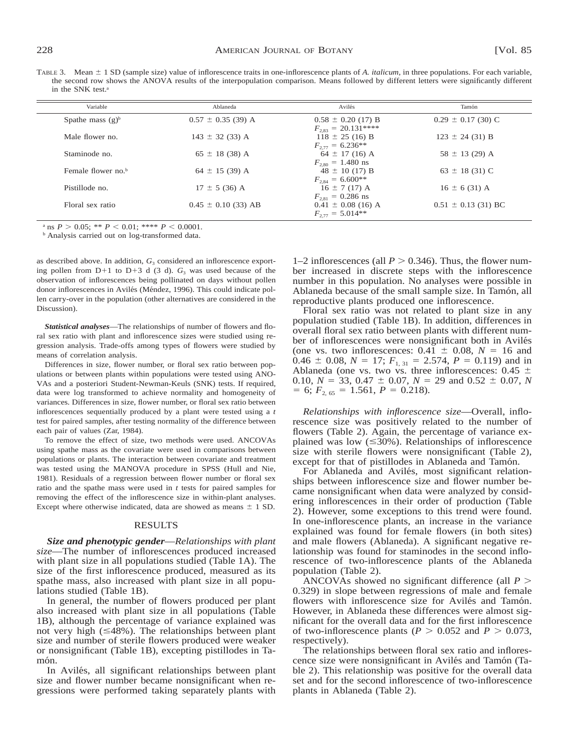TABLE 3. Mean ± 1 SD (sample size) value of inflorescence traits in one-inflorescence plants of *A. italicum*, in three populations. For each variable, the second row shows the ANOVA results of the interpopulation comparison. Means followed by different letters were significantly different in the SNK test.[a]

| Variable | Ablaneda | Avilés | Tamón |
|---|---|---|---|
| Spathe mass (g)[b] | 0.57 ± 0.35 (39) A | 0.58 ± 0.20 (17) B | 0.29 ± 0.17 (30) C |
| | | $F_{2,83}$ = 20.131**** | |
| Male flower no. | 143 ± 32 (33) A | 118 ± 25 (16) B | 123 ± 24 (31) B |
| | | $F_{2,77}$ = 6.236** | |
| Staminode no. | 65 ± 18 (38) A | 64 ± 17 (16) A | 58 ± 13 (29) A |
| | | $F_{2,80}$ = 1.480 ns | |
| Female flower no.[b] | 64 ± 15 (39) A | 48 ± 10 (17) B | 63 ± 18 (31) C |
| | | $F_{2,84}$ = 6.600** | |
| Pistillode no. | 17 ± 5 (36) A | 16 ± 7 (17) A | 16 ± 6 (31) A |
| | | $F_{2,81}$ = 0.286 ns | |
| Floral sex ratio | 0.45 ± 0.10 (33) AB | 0.41 ± 0.08 (16) A | 0.51 ± 0.13 (31) BC |
| | | $F_{2,77}$ = 5.014** | |

[a] ns $P > 0.05$; ** $P < 0.01$; **** $P < 0.0001$.

[b] Analysis carried out on log-transformed data.

as described above. In addition, $G_3$ considered an inflorescence exporting pollen from D+1 to D+3 d (3 d). $G_3$ was used because of the observation of inflorescences being pollinated on days without pollen donor inflorescences in Avilés (Méndez, 1996). This could indicate pollen carry-over in the population (other alternatives are considered in the Discussion).

***Statistical analyses***—The relationships of number of flowers and floral sex ratio with plant and inflorescence sizes were studied using regression analysis. Trade-offs among types of flowers were studied by means of correlation analysis.

Differences in size, flower number, or floral sex ratio between populations or between plants within populations were tested using ANOVAs and a posteriori Student-Newman-Keuls (SNK) tests. If required, data were log transformed to achieve normality and homogeneity of variances. Differences in size, flower number, or floral sex ratio between inflorescences sequentially produced by a plant were tested using a *t* test for paired samples, after testing normality of the difference between each pair of values (Zar, 1984).

To remove the effect of size, two methods were used. ANCOVAs using spathe mass as the covariate were used in comparisons between populations or plants. The interaction between covariate and treatment was tested using the MANOVA procedure in SPSS (Hull and Nie, 1981). Residuals of a regression between flower number or floral sex ratio and the spathe mass were used in *t* tests for paired samples for removing the effect of the inflorescence size in within-plant analyses. Except where otherwise indicated, data are showed as means ± 1 SD.

## RESULTS

***Size and phenotypic gender***—*Relationships with plant size*—The number of inflorescences produced increased with plant size in all populations studied (Table 1A). The size of the first inflorescence produced, measured as its spathe mass, also increased with plant size in all populations studied (Table 1B).

In general, the number of flowers produced per plant also increased with plant size in all populations (Table 1B), although the percentage of variance explained was not very high (≤48%). The relationships between plant size and number of sterile flowers produced were weaker or nonsignificant (Table 1B), excepting pistillodes in Tamón.

In Avilés, all significant relationships between plant size and flower number became nonsignificant when regressions were performed taking separately plants with 1–2 inflorescences (all $P > 0.346$). Thus, the flower number increased in discrete steps with the inflorescence number in this population. No analyses were possible in Ablaneda because of the small sample size. In Tamón, all reproductive plants produced one inflorescence.

Floral sex ratio was not related to plant size in any population studied (Table 1B). In addition, differences in overall floral sex ratio between plants with different number of inflorescences were nonsignificant both in Avilés (one vs. two inflorescences: 0.41 ± 0.08, $N$ = 16 and 0.46 ± 0.08, $N$ = 17; $F_{1,31}$ = 2.574, $P$ = 0.119) and in Ablaneda (one vs. two vs. three inflorescences: 0.45 ± 0.10, $N$ = 33, 0.47 ± 0.07, $N$ = 29 and 0.52 ± 0.07, $N$ = 6; $F_{2,65}$ = 1.561, $P$ = 0.218).

*Relationships with inflorescence size*—Overall, inflorescence size was positively related to the number of flowers (Table 2). Again, the percentage of variance explained was low (≤30%). Relationships of inflorescence size with sterile flowers were nonsignificant (Table 2), except for that of pistillodes in Ablaneda and Tamón.

For Ablaneda and Avilés, most significant relationships between inflorescence size and flower number became nonsignificant when data were analyzed by considering inflorescences in their order of production (Table 2). However, some exceptions to this trend were found. In one-inflorescence plants, an increase in the variance explained was found for female flowers (in both sites) and male flowers (Ablaneda). A significant negative relationship was found for staminodes in the second inflorescence of two-inflorescence plants of the Ablaneda population (Table 2).

ANCOVAs showed no significant difference (all $P > 0.329$) in slope between regressions of male and female flowers with inflorescence size for Avilés and Tamón. However, in Ablaneda these differences were almost significant for the overall data and for the first inflorescence of two-inflorescence plants ($P > 0.052$ and $P > 0.073$, respectively).

The relationships between floral sex ratio and inflorescence size were nonsignificant in Avilés and Tamón (Table 2). This relationship was positive for the overall data set and for the second inflorescence of two-inflorescence plants in Ablaneda (Table 2).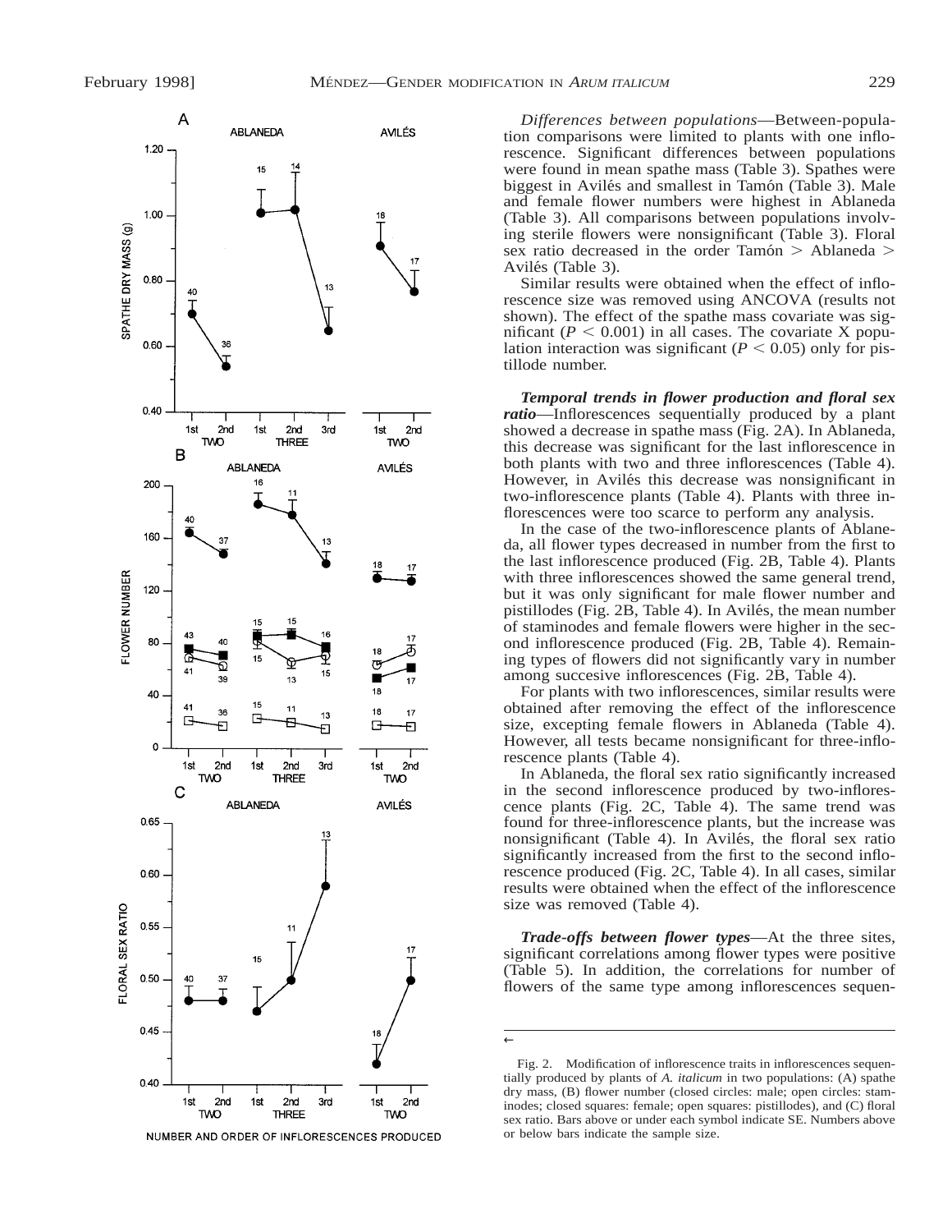*Differences between populations*—Between-population comparisons were limited to plants with one inflorescence. Significant differences between populations were found in mean spathe mass (Table 3). Spathes were biggest in Avilés and smallest in Tamón (Table 3). Male and female flower numbers were highest in Ablaneda (Table 3). All comparisons between populations involving sterile flowers were nonsignificant (Table 3). Floral sex ratio decreased in the order Tamón > Ablaneda > Avilés (Table 3).

Similar results were obtained when the effect of inflorescence size was removed using ANCOVA (results not shown). The effect of the spathe mass covariate was significant ($P < 0.001$) in all cases. The covariate X population interaction was significant ($P < 0.05$) only for pistillode number.

***Temporal trends in flower production and floral sex ratio***—Inflorescences sequentially produced by a plant showed a decrease in spathe mass (Fig. 2A). In Ablaneda, this decrease was significant for the last inflorescence in both plants with two and three inflorescences (Table 4). However, in Avilés this decrease was nonsignificant in two-inflorescence plants (Table 4). Plants with three inflorescences were too scarce to perform any analysis.

In the case of the two-inflorescence plants of Ablaneda, all flower types decreased in number from the first to the last inflorescence produced (Fig. 2B, Table 4). Plants with three inflorescences showed the same general trend, but it was only significant for male flower number and pistillodes (Fig. 2B, Table 4). In Avilés, the mean number of staminodes and female flowers were higher in the second inflorescence produced (Fig. 2B, Table 4). Remaining types of flowers did not significantly vary in number among succesive inflorescences (Fig. 2B, Table 4).

For plants with two inflorescences, similar results were obtained after removing the effect of the inflorescence size, excepting female flowers in Ablaneda (Table 4). However, all tests became nonsignificant for three-inflorescence plants (Table 4).

In Ablaneda, the floral sex ratio significantly increased in the second inflorescence produced by two-inflorescence plants (Fig. 2C, Table 4). The same trend was found for three-inflorescence plants, but the increase was nonsignificant (Table 4). In Avilés, the floral sex ratio significantly increased from the first to the second inflorescence produced (Fig. 2C, Table 4). In all cases, similar results were obtained when the effect of the inflorescence size was removed (Table 4).

***Trade-offs between flower types***—At the three sites, significant correlations among flower types were positive (Table 5). In addition, the correlations for number of flowers of the same type among inflorescences sequen-

Fig. 2. Modification of inflorescence traits in inflorescences sequentially produced by plants of *A. italicum* in two populations: (A) spathe dry mass, (B) flower number (closed circles: male; open circles: staminodes; closed squares: female; open squares: pistillodes), and (C) floral sex ratio. Bars above or under each symbol indicate SE. Numbers above or below bars indicate the sample size.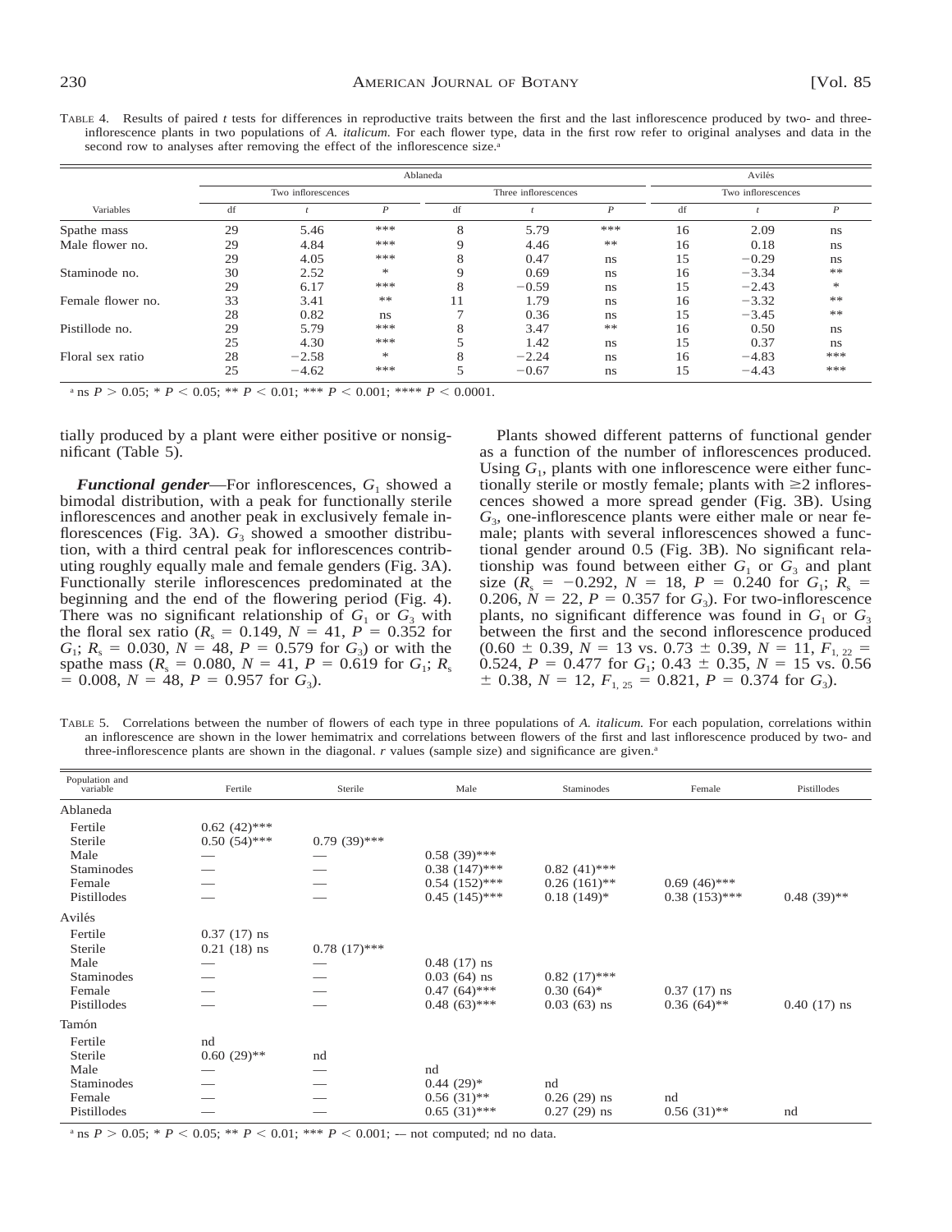TABLE 4. Results of paired *t* tests for differences in reproductive traits between the first and the last inflorescence produced by two- and three-inflorescence plants in two populations of *A. italicum*. For each flower type, data in the first row refer to original analyses and data in the second row to analyses after removing the effect of the inflorescence size.[a]

| | Ablaneda | | | | | | Avilés | | |
|---|---|---|---|---|---|---|---|---|---|
| | Two inflorescences | | | Three inflorescences | | | Two inflorescences | | |
| Variables | df | *t* | *P* | df | *t* | *P* | df | *t* | *P* |
| Spathe mass | 29 | 5.46 | *** | 8 | 5.79 | *** | 16 | 2.09 | ns |
| Male flower no. | 29 | 4.84 | *** | 9 | 4.46 | ** | 16 | 0.18 | ns |
| | 29 | 4.05 | *** | 8 | 0.47 | ns | 15 | −0.29 | ns |
| Staminode no. | 30 | 2.52 | * | 9 | 0.69 | ns | 16 | −3.34 | ** |
| | 29 | 6.17 | *** | 8 | −0.59 | ns | 15 | −2.43 | * |
| Female flower no. | 33 | 3.41 | ** | 11 | 1.79 | ns | 16 | −3.32 | ** |
| | 28 | 0.82 | ns | 7 | 0.36 | ns | 15 | −3.45 | ** |
| Pistillode no. | 29 | 5.79 | *** | 8 | 3.47 | ** | 16 | 0.50 | ns |
| | 25 | 4.30 | *** | 5 | 1.42 | ns | 15 | 0.37 | ns |
| Floral sex ratio | 28 | −2.58 | * | 8 | −2.24 | ns | 16 | −4.83 | *** |
| | 25 | −4.62 | *** | 5 | −0.67 | ns | 15 | −4.43 | *** |

[a] ns $P > 0.05$; * $P < 0.05$; ** $P < 0.01$; *** $P < 0.001$; **** $P < 0.0001$.

tially produced by a plant were either positive or nonsignificant (Table 5).

***Functional gender***—For inflorescences, $G_1$ showed a bimodal distribution, with a peak for functionally sterile inflorescences and another peak in exclusively female inflorescences (Fig. 3A). $G_3$ showed a smoother distribution, with a third central peak for inflorescences contributing roughly equally male and female genders (Fig. 3A). Functionally sterile inflorescences predominated at the beginning and the end of the flowering period (Fig. 4). There was no significant relationship of $G_1$ or $G_3$ with the floral sex ratio ($R_s = 0.149$, $N = 41$, $P = 0.352$ for $G_1$; $R_s = 0.030$, $N = 48$, $P = 0.579$ for $G_3$) or with the spathe mass ($R_s = 0.080$, $N = 41$, $P = 0.619$ for $G_1$; $R_s = 0.008$, $N = 48$, $P = 0.957$ for $G_3$).

Plants showed different patterns of functional gender as a function of the number of inflorescences produced. Using $G_1$, plants with one inflorescence were either functionally sterile or mostly female; plants with ≥2 inflorescences showed a more spread gender (Fig. 3B). Using $G_3$, one-inflorescence plants were either male or near female; plants with several inflorescences showed a functional gender around 0.5 (Fig. 3B). No significant relationship was found between either $G_1$ or $G_3$ and plant size ($R_s = -0.292$, $N = 18$, $P = 0.240$ for $G_1$; $R_s = 0.206$, $N = 22$, $P = 0.357$ for $G_3$). For two-inflorescence plants, no significant difference was found in $G_1$ or $G_3$ between the first and the second inflorescence produced ($0.60 \pm 0.39$, $N = 13$ vs. $0.73 \pm 0.39$, $N = 11$, $F_{1,22} = 0.524$, $P = 0.477$ for $G_1$; $0.43 \pm 0.35$, $N = 15$ vs. $0.56 \pm 0.38$, $N = 12$, $F_{1,25} = 0.821$, $P = 0.374$ for $G_3$).

TABLE 5. Correlations between the number of flowers of each type in three populations of *A. italicum*. For each population, correlations within an inflorescence are shown in the lower hemimatrix and correlations between flowers of the first and last inflorescence produced by two- and three-inflorescence plants are shown in the diagonal. *r* values (sample size) and significance are given.[a]

| Population and variable | Fertile | Sterile | Male | Staminodes | Female | Pistillodes |
|---|---|---|---|---|---|---|
| Ablaneda | | | | | | |
| Fertile | 0.62 (42)*** | | | | | |
| Sterile | 0.50 (54)*** | 0.79 (39)*** | | | | |
| Male | — | — | 0.58 (39)*** | | | |
| Staminodes | — | — | 0.38 (147)*** | 0.82 (41)*** | | |
| Female | — | — | 0.54 (152)*** | 0.26 (161)** | 0.69 (46)*** | |
| Pistillodes | — | — | 0.45 (145)*** | 0.18 (149)* | 0.38 (153)*** | 0.48 (39)** |
| Avilés | | | | | | |
| Fertile | 0.37 (17) ns | | | | | |
| Sterile | 0.21 (18) ns | 0.78 (17)*** | | | | |
| Male | — | — | 0.48 (17) ns | | | |
| Staminodes | — | — | 0.03 (64) ns | 0.82 (17)*** | | |
| Female | — | — | 0.47 (64)*** | 0.30 (64)* | 0.37 (17) ns | |
| Pistillodes | — | — | 0.48 (63)*** | 0.03 (63) ns | 0.36 (64)** | 0.40 (17) ns |
| Tamón | | | | | | |
| Fertile | nd | | | | | |
| Sterile | 0.60 (29)** | nd | | | | |
| Male | — | — | nd | | | |
| Staminodes | — | — | 0.44 (29)* | nd | | |
| Female | — | — | 0.56 (31)** | 0.26 (29) ns | nd | |
| Pistillodes | — | — | 0.65 (31)*** | 0.27 (29) ns | 0.56 (31)** | nd |

[a] ns $P > 0.05$; * $P < 0.05$; ** $P < 0.01$; *** $P < 0.001$; -- not computed; nd no data.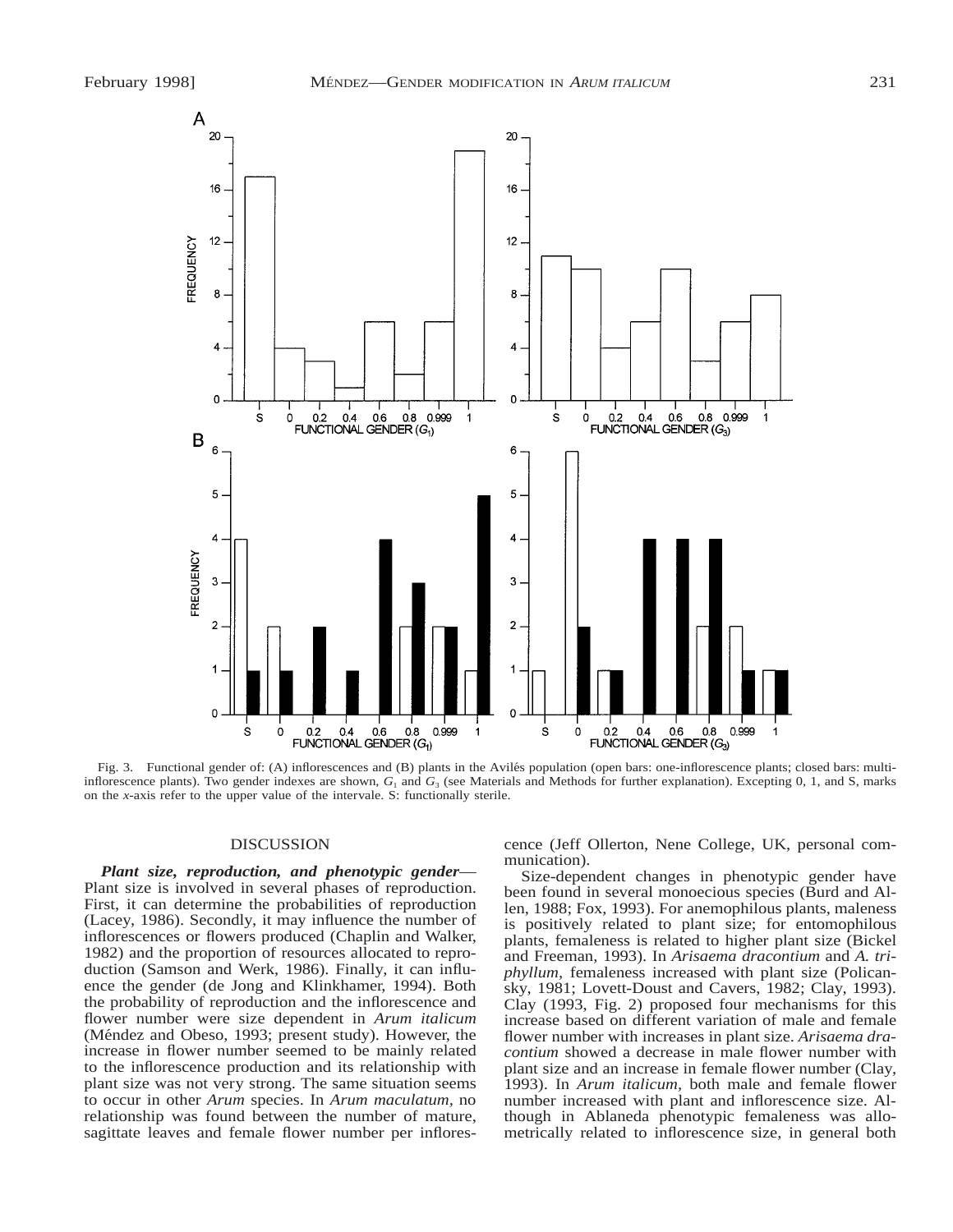Fig. 3. Functional gender of: (A) inflorescences and (B) plants in the Avilés population (open bars: one-inflorescence plants; closed bars: multi-inflorescence plants). Two gender indexes are shown, $G_1$ and $G_3$ (see Materials and Methods for further explanation). Excepting 0, 1, and S, marks on the *x*-axis refer to the upper value of the intervale. S: functionally sterile.

## DISCUSSION

***Plant size, reproduction, and phenotypic gender***—Plant size is involved in several phases of reproduction. First, it can determine the probabilities of reproduction (Lacey, 1986). Secondly, it may influence the number of inflorescences or flowers produced (Chaplin and Walker, 1982) and the proportion of resources allocated to reproduction (Samson and Werk, 1986). Finally, it can influence the gender (de Jong and Klinkhamer, 1994). Both the probability of reproduction and the inflorescence and flower number were size dependent in *Arum italicum* (Méndez and Obeso, 1993; present study). However, the increase in flower number seemed to be mainly related to the inflorescence production and its relationship with plant size was not very strong. The same situation seems to occur in other *Arum* species. In *Arum maculatum*, no relationship was found between the number of mature, sagittate leaves and female flower number per inflorescence (Jeff Ollerton, Nene College, UK, personal communication).

Size-dependent changes in phenotypic gender have been found in several monoecious species (Burd and Allen, 1988; Fox, 1993). For anemophilous plants, maleness is positively related to plant size; for entomophilous plants, femaleness is related to higher plant size (Bickel and Freeman, 1993). In *Arisaema dracontium* and *A. triphyllum*, femaleness increased with plant size (Policansky, 1981; Lovett-Doust and Cavers, 1982; Clay, 1993). Clay (1993, Fig. 2) proposed four mechanisms for this increase based on different variation of male and female flower number with increases in plant size. *Arisaema dracontium* showed a decrease in male flower number with plant size and an increase in female flower number (Clay, 1993). In *Arum italicum*, both male and female flower number increased with plant and inflorescence size. Although in Ablaneda phenotypic femaleness was allometrically related to inflorescence size, in general both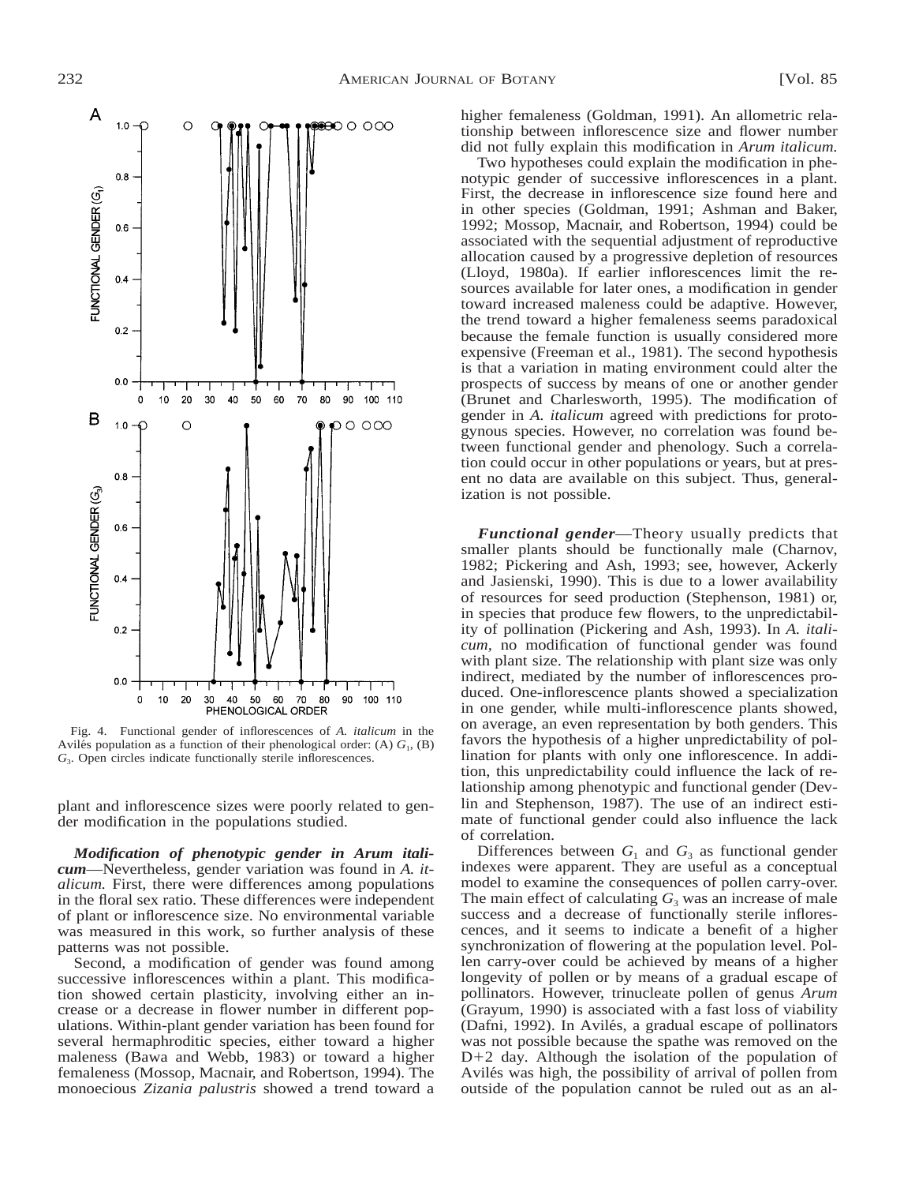Fig. 4. Functional gender of inflorescences of *A. italicum* in the Avilés population as a function of their phenological order: (A) $G_1$, (B) $G_3$. Open circles indicate functionally sterile inflorescences.

plant and inflorescence sizes were poorly related to gender modification in the populations studied.

***Modification of phenotypic gender in Arum italicum***—Nevertheless, gender variation was found in *A. italicum.* First, there were differences among populations in the floral sex ratio. These differences were independent of plant or inflorescence size. No environmental variable was measured in this work, so further analysis of these patterns was not possible.

Second, a modification of gender was found among successive inflorescences within a plant. This modification showed certain plasticity, involving either an increase or a decrease in flower number in different populations. Within-plant gender variation has been found for several hermaphroditic species, either toward a higher maleness (Bawa and Webb, 1983) or toward a higher femaleness (Mossop, Macnair, and Robertson, 1994). The monoecious *Zizania palustris* showed a trend toward a higher femaleness (Goldman, 1991). An allometric relationship between inflorescence size and flower number did not fully explain this modification in *Arum italicum.*

Two hypotheses could explain the modification in phenotypic gender of successive inflorescences in a plant. First, the decrease in inflorescence size found here and in other species (Goldman, 1991; Ashman and Baker, 1992; Mossop, Macnair, and Robertson, 1994) could be associated with the sequential adjustment of reproductive allocation caused by a progressive depletion of resources (Lloyd, 1980a). If earlier inflorescences limit the resources available for later ones, a modification in gender toward increased maleness could be adaptive. However, the trend toward a higher femaleness seems paradoxical because the female function is usually considered more expensive (Freeman et al., 1981). The second hypothesis is that a variation in mating environment could alter the prospects of success by means of one or another gender (Brunet and Charlesworth, 1995). The modification of gender in *A. italicum* agreed with predictions for protogynous species. However, no correlation was found between functional gender and phenology. Such a correlation could occur in other populations or years, but at present no data are available on this subject. Thus, generalization is not possible.

***Functional gender***—Theory usually predicts that smaller plants should be functionally male (Charnov, 1982; Pickering and Ash, 1993; see, however, Ackerly and Jasienski, 1990). This is due to a lower availability of resources for seed production (Stephenson, 1981) or, in species that produce few flowers, to the unpredictability of pollination (Pickering and Ash, 1993). In *A. italicum,* no modification of functional gender was found with plant size. The relationship with plant size was only indirect, mediated by the number of inflorescences produced. One-inflorescence plants showed a specialization in one gender, while multi-inflorescence plants showed, on average, an even representation by both genders. This favors the hypothesis of a higher unpredictability of pollination for plants with only one inflorescence. In addition, this unpredictability could influence the lack of relationship among phenotypic and functional gender (Devlin and Stephenson, 1987). The use of an indirect estimate of functional gender could also influence the lack of correlation.

Differences between $G_1$ and $G_3$ as functional gender indexes were apparent. They are useful as a conceptual model to examine the consequences of pollen carry-over. The main effect of calculating $G_3$ was an increase of male success and a decrease of functionally sterile inflorescences, and it seems to indicate a benefit of a higher synchronization of flowering at the population level. Pollen carry-over could be achieved by means of a higher longevity of pollen or by means of a gradual escape of pollinators. However, trinucleate pollen of genus *Arum* (Grayum, 1990) is associated with a fast loss of viability (Dafni, 1992). In Avilés, a gradual escape of pollinators was not possible because the spathe was removed on the D+2 day. Although the isolation of the population of Avilés was high, the possibility of arrival of pollen from outside of the population cannot be ruled out as an al-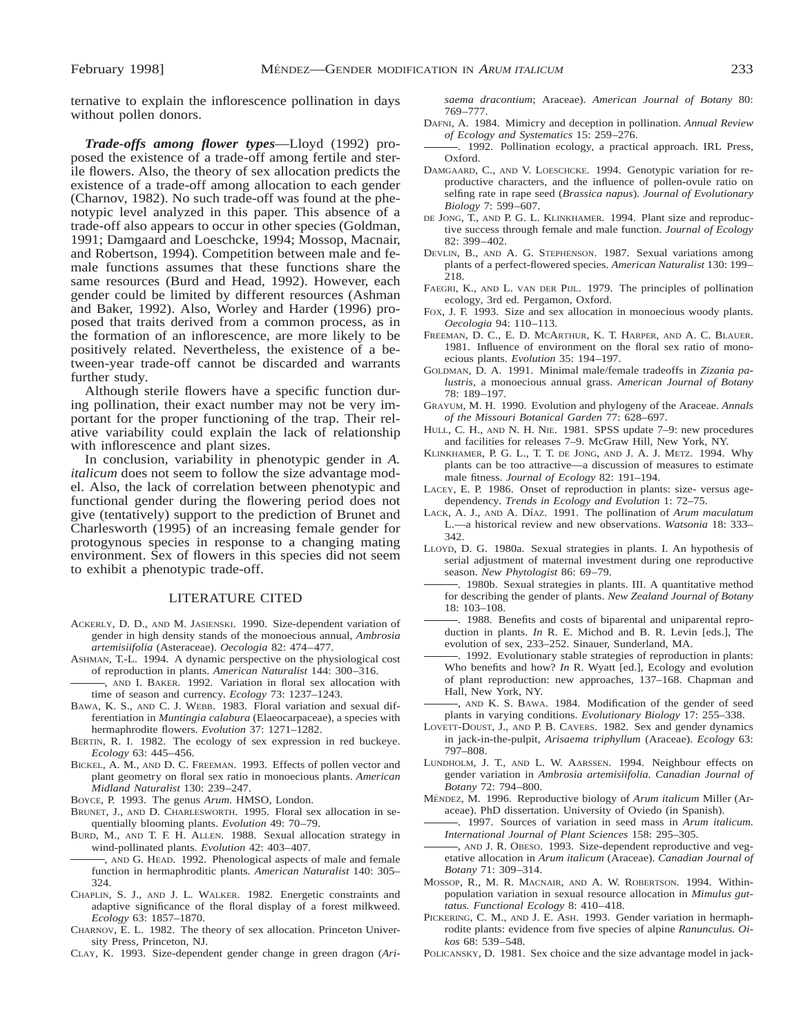ternative to explain the inflorescence pollination in days without pollen donors.

***Trade-offs among flower types***—Lloyd (1992) proposed the existence of a trade-off among fertile and sterile flowers. Also, the theory of sex allocation predicts the existence of a trade-off among allocation to each gender (Charnov, 1982). No such trade-off was found at the phenotypic level analyzed in this paper. This absence of a trade-off also appears to occur in other species (Goldman, 1991; Damgaard and Loeschcke, 1994; Mossop, Macnair, and Robertson, 1994). Competition between male and female functions assumes that these functions share the same resources (Burd and Head, 1992). However, each gender could be limited by different resources (Ashman and Baker, 1992). Also, Worley and Harder (1996) proposed that traits derived from a common process, as in the formation of an inflorescence, are more likely to be positively related. Nevertheless, the existence of a between-year trade-off cannot be discarded and warrants further study.

Although sterile flowers have a specific function during pollination, their exact number may not be very important for the proper functioning of the trap. Their relative variability could explain the lack of relationship with inflorescence and plant sizes.

In conclusion, variability in phenotypic gender in *A. italicum* does not seem to follow the size advantage model. Also, the lack of correlation between phenotypic and functional gender during the flowering period does not give (tentatively) support to the prediction of Brunet and Charlesworth (1995) of an increasing female gender for protogynous species in response to a changing mating environment. Sex of flowers in this species did not seem to exhibit a phenotypic trade-off.

## LITERATURE CITED

Ackerly, D. D., and M. Jasienski. 1990. Size-dependent variation of gender in high density stands of the monoecious annual, *Ambrosia artemisiifolia* (Asteraceae). *Oecologia* 82: 474–477.

Ashman, T.-L. 1994. A dynamic perspective on the physiological cost of reproduction in plants. *American Naturalist* 144: 300–316.

———, and I. Baker. 1992. Variation in floral sex allocation with time of season and currency. *Ecology* 73: 1237–1243.

Bawa, K. S., and C. J. Webb. 1983. Floral variation and sexual differentiation in *Muntingia calabura* (Elaeocarpaceae), a species with hermaphrodite flowers. *Evolution* 37: 1271–1282.

Bertin, R. I. 1982. The ecology of sex expression in red buckeye. *Ecology* 63: 445–456.

Bickel, A. M., and D. C. Freeman. 1993. Effects of pollen vector and plant geometry on floral sex ratio in monoecious plants. *American Midland Naturalist* 130: 239–247.

Boyce, P. 1993. The genus *Arum.* HMSO, London.

Brunet, J., and D. Charlesworth. 1995. Floral sex allocation in sequentially blooming plants. *Evolution* 49: 70–79.

Burd, M., and T. F. H. Allen. 1988. Sexual allocation strategy in wind-pollinated plants. *Evolution* 42: 403–407.

———, and G. Head. 1992. Phenological aspects of male and female function in hermaphroditic plants. *American Naturalist* 140: 305–324.

Chaplin, S. J., and J. L. Walker. 1982. Energetic constraints and adaptive significance of the floral display of a forest milkweed. *Ecology* 63: 1857–1870.

Charnov, E. L. 1982. The theory of sex allocation. Princeton University Press, Princeton, NJ.

Clay, K. 1993. Size-dependent gender change in green dragon (*Arisaema dracontium*; Araceae). *American Journal of Botany* 80: 769–777.

Dafni, A. 1984. Mimicry and deception in pollination. *Annual Review of Ecology and Systematics* 15: 259–276.

———. 1992. Pollination ecology, a practical approach. IRL Press, Oxford.

Damgaard, C., and V. Loeschcke. 1994. Genotypic variation for reproductive characters, and the influence of pollen-ovule ratio on selfing rate in rape seed (*Brassica napus*). *Journal of Evolutionary Biology* 7: 599–607.

de Jong, T., and P. G. L. Klinkhamer. 1994. Plant size and reproductive success through female and male function. *Journal of Ecology* 82: 399–402.

Devlin, B., and A. G. Stephenson. 1987. Sexual variations among plants of a perfect-flowered species. *American Naturalist* 130: 199–218.

Faegri, K., and L. van der Pijl. 1979. The principles of pollination ecology, 3rd ed. Pergamon, Oxford.

Fox, J. F. 1993. Size and sex allocation in monoecious woody plants. *Oecologia* 94: 110–113.

Freeman, D. C., E. D. McArthur, K. T. Harper, and A. C. Blauer. 1981. Influence of environment on the floral sex ratio of monoecious plants. *Evolution* 35: 194–197.

Goldman, D. A. 1991. Minimal male/female tradeoffs in *Zizania palustris,* a monoecious annual grass. *American Journal of Botany* 78: 189–197.

Grayum, M. H. 1990. Evolution and phylogeny of the Araceae. *Annals of the Missouri Botanical Garden* 77: 628–697.

Hull, C. H., and N. H. Nie. 1981. SPSS update 7–9: new procedures and facilities for releases 7–9. McGraw Hill, New York, NY.

Klinkhamer, P. G. L., T. T. de Jong, and J. A. J. Metz. 1994. Why plants can be too attractive—a discussion of measures to estimate male fitness. *Journal of Ecology* 82: 191–194.

Lacey, E. P. 1986. Onset of reproduction in plants: size- versus age-dependency. *Trends in Ecology and Evolution* 1: 72–75.

Lack, A. J., and A. Díaz. 1991. The pollination of *Arum maculatum* L.—a historical review and new observations. *Watsonia* 18: 333–342.

Lloyd, D. G. 1980a. Sexual strategies in plants. I. An hypothesis of serial adjustment of maternal investment during one reproductive season. *New Phytologist* 86: 69–79.

———. 1980b. Sexual strategies in plants. III. A quantitative method for describing the gender of plants. *New Zealand Journal of Botany* 18: 103–108.

———. 1988. Benefits and costs of biparental and uniparental reproduction in plants. *In* R. E. Michod and B. R. Levin [eds.], The evolution of sex, 233–252. Sinauer, Sunderland, MA.

———. 1992. Evolutionary stable strategies of reproduction in plants: Who benefits and how? *In* R. Wyatt [ed.], Ecology and evolution of plant reproduction: new approaches, 137–168. Chapman and Hall, New York, NY.

———, and K. S. Bawa. 1984. Modification of the gender of seed plants in varying conditions. *Evolutionary Biology* 17: 255–338.

Lovett-Doust, J., and P. B. Cavers. 1982. Sex and gender dynamics in jack-in-the-pulpit, *Arisaema triphyllum* (Araceae). *Ecology* 63: 797–808.

Lundholm, J. T., and L. W. Aarssen. 1994. Neighbour effects on gender variation in *Ambrosia artemisiifolia. Canadian Journal of Botany* 72: 794–800.

Méndez, M. 1996. Reproductive biology of *Arum italicum* Miller (Araceae). PhD dissertation. University of Oviedo (in Spanish).

———. 1997. Sources of variation in seed mass in *Arum italicum. International Journal of Plant Sciences* 158: 295–305.

———, and J. R. Obeso. 1993. Size-dependent reproductive and vegetative allocation in *Arum italicum* (Araceae). *Canadian Journal of Botany* 71: 309–314.

Mossop, R., M. R. Macnair, and A. W. Robertson. 1994. Within-population variation in sexual resource allocation in *Mimulus guttatus. Functional Ecology* 8: 410–418.

Pickering, C. M., and J. E. Ash. 1993. Gender variation in hermaphrodite plants: evidence from five species of alpine *Ranunculus. Oikos* 68: 539–548.

Policansky, D. 1981. Sex choice and the size advantage model in jack-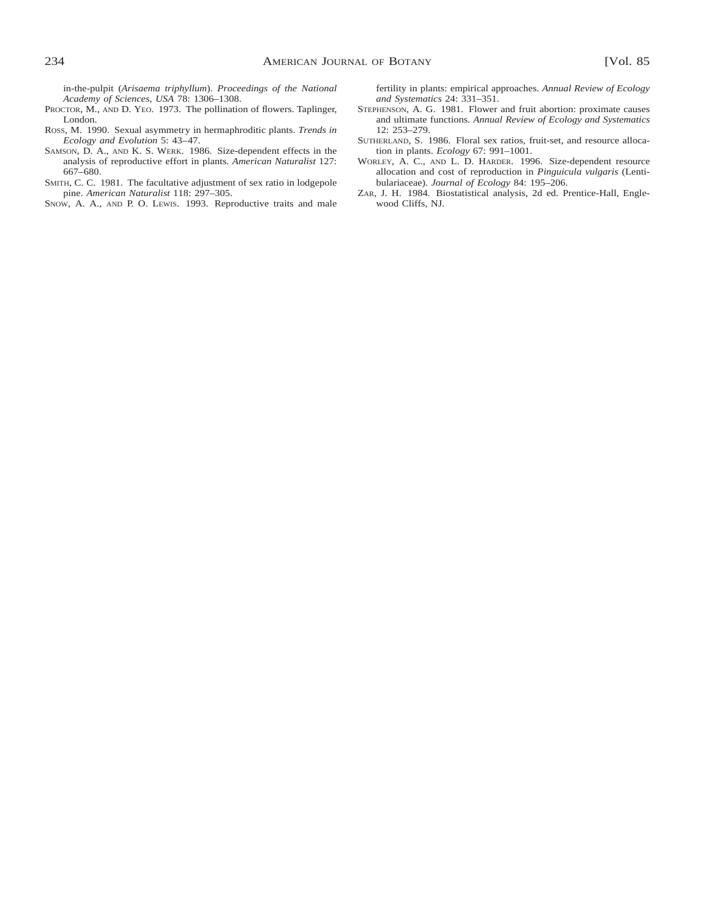in-the-pulpit (*Arisaema triphyllum*). *Proceedings of the National Academy of Sciences, USA* 78: 1306–1308.

PROCTOR, M., AND D. YEO. 1973. The pollination of flowers. Taplinger, London.

ROSS, M. 1990. Sexual asymmetry in hermaphroditic plants. *Trends in Ecology and Evolution* 5: 43–47.

SAMSON, D. A., AND K. S. WERK. 1986. Size-dependent effects in the analysis of reproductive effort in plants. *American Naturalist* 127: 667–680.

SMITH, C. C. 1981. The facultative adjustment of sex ratio in lodgepole pine. *American Naturalist* 118: 297–305.

SNOW, A. A., AND P. O. LEWIS. 1993. Reproductive traits and male fertility in plants: empirical approaches. *Annual Review of Ecology and Systematics* 24: 331–351.

STEPHENSON, A. G. 1981. Flower and fruit abortion: proximate causes and ultimate functions. *Annual Review of Ecology and Systematics* 12: 253–279.

SUTHERLAND, S. 1986. Floral sex ratios, fruit-set, and resource allocation in plants. *Ecology* 67: 991–1001.

WORLEY, A. C., AND L. D. HARDER. 1996. Size-dependent resource allocation and cost of reproduction in *Pinguicula vulgaris* (Lentibulariaceae). *Journal of Ecology* 84: 195–206.

ZAR, J. H. 1984. Biostatistical analysis, 2d ed. Prentice-Hall, Englewood Cliffs, NJ.